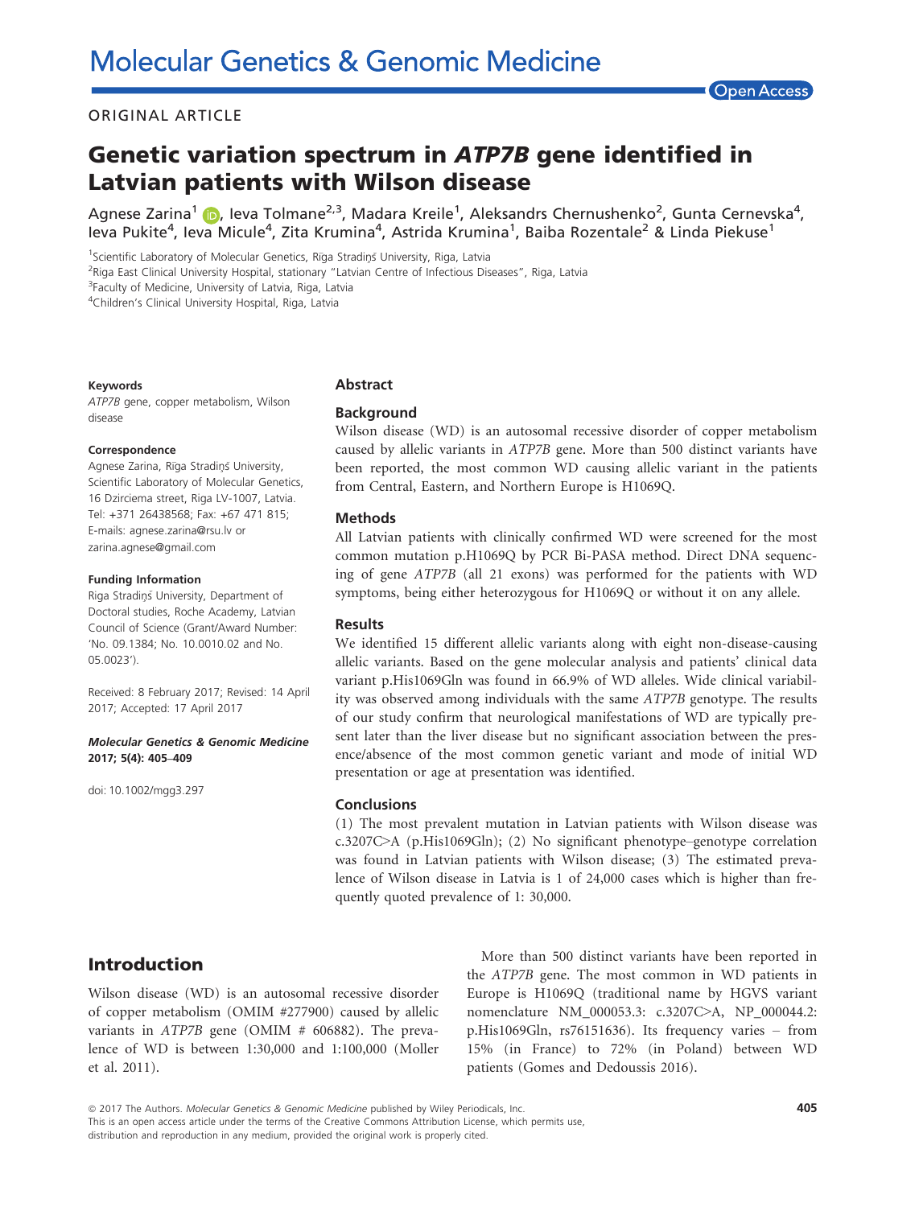# Molecular Genetics & Genomic Medicine

Open Access

ORIGINAL ARTICLE

# Genetic variation spectrum in *ATP7B* gene identified in Latvian patients with Wilson disease

Agnese Zarina[1], Ieva Tolmane[2,3], Madara Kreile[1], Aleksandrs Chernushenko[2], Gunta Cernevska[4], Ieva Pukite[4], Ieva Micule[4], Zita Krumina[4], Astrida Krumina[1], Baiba Rozentale[2] & Linda Piekuse[1]

[1]Scientific Laboratory of Molecular Genetics, Rīga Stradiņš University, Riga, Latvia
[2]Riga East Clinical University Hospital, stationary "Latvian Centre of Infectious Diseases", Riga, Latvia
[3]Faculty of Medicine, University of Latvia, Riga, Latvia
[4]Children's Clinical University Hospital, Riga, Latvia

**Keywords**

*ATP7B* gene, copper metabolism, Wilson disease

**Correspondence**

Agnese Zarina, Rīga Stradiņš University, Scientific Laboratory of Molecular Genetics, 16 Dzirciema street, Riga LV-1007, Latvia.
Tel: +371 26438568; Fax: +67 471 815;
E-mails: agnese.zarina@rsu.lv or zarina.agnese@gmail.com

**Funding Information**

Riga Stradiņš University, Department of Doctoral studies, Roche Academy, Latvian Council of Science (Grant/Award Number: 'No. 09.1384; No. 10.0010.02 and No. 05.0023').

Received: 8 February 2017; Revised: 14 April 2017; Accepted: 17 April 2017

***Molecular Genetics & Genomic Medicine* 2017; 5(4): 405–409**

doi: 10.1002/mgg3.297

## Abstract

### Background

Wilson disease (WD) is an autosomal recessive disorder of copper metabolism caused by allelic variants in *ATP7B* gene. More than 500 distinct variants have been reported, the most common WD causing allelic variant in the patients from Central, Eastern, and Northern Europe is H1069Q.

### Methods

All Latvian patients with clinically confirmed WD were screened for the most common mutation p.H1069Q by PCR Bi-PASA method. Direct DNA sequencing of gene *ATP7B* (all 21 exons) was performed for the patients with WD symptoms, being either heterozygous for H1069Q or without it on any allele.

### Results

We identified 15 different allelic variants along with eight non-disease-causing allelic variants. Based on the gene molecular analysis and patients' clinical data variant p.His1069Gln was found in 66.9% of WD alleles. Wide clinical variability was observed among individuals with the same *ATP7B* genotype. The results of our study confirm that neurological manifestations of WD are typically present later than the liver disease but no significant association between the presence/absence of the most common genetic variant and mode of initial WD presentation or age at presentation was identified.

### Conclusions

(1) The most prevalent mutation in Latvian patients with Wilson disease was c.3207C>A (p.His1069Gln); (2) No significant phenotype–genotype correlation was found in Latvian patients with Wilson disease; (3) The estimated prevalence of Wilson disease in Latvia is 1 of 24,000 cases which is higher than frequently quoted prevalence of 1: 30,000.

## Introduction

Wilson disease (WD) is an autosomal recessive disorder of copper metabolism (OMIM #277900) caused by allelic variants in *ATP7B* gene (OMIM # 606882). The prevalence of WD is between 1:30,000 and 1:100,000 (Moller et al. 2011).

More than 500 distinct variants have been reported in the *ATP7B* gene. The most common in Europe is H1069Q (traditional name by HGVS variant nomenclature NM_000053.3: c.3207C>A, NP_000044.2: p.His1069Gln, rs76151636). Its frequency varies – from 15% (in France) to 72% (in Poland) between WD patients (Gomes and Dedoussis 2016).

© 2017 The Authors. *Molecular Genetics & Genomic Medicine* published by Wiley Periodicals, Inc.
This is an open access article under the terms of the Creative Commons Attribution License, which permits use, distribution and reproduction in any medium, provided the original work is properly cited.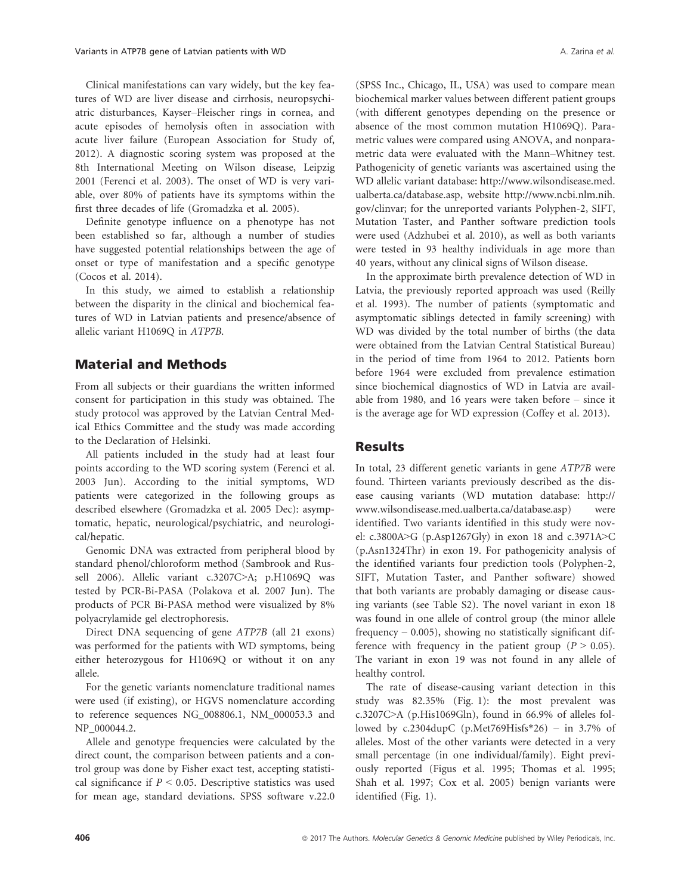Clinical manifestations can vary widely, but the key features of WD are liver disease and cirrhosis, neuropsychiatric disturbances, Kayser–Fleischer rings in cornea, and acute episodes of hemolysis often in association with acute liver failure (European Association for Study of, 2012). A diagnostic scoring system was proposed at the 8th International Meeting on Wilson disease, Leipzig 2001 (Ferenci et al. 2003). The onset of WD is very variable, over 80% of patients have its symptoms within the first three decades of life (Gromadzka et al. 2005).

Definite genotype influence on a phenotype has not been established so far, although a number of studies have suggested potential relationships between the age of onset or type of manifestation and a specific genotype (Cocos et al. 2014).

In this study, we aimed to establish a relationship between the disparity in the clinical and biochemical features of WD in Latvian patients and presence/absence of allelic variant H1069Q in *ATP7B*.

## Material and Methods

From all subjects or their guardians the written informed consent for participation in this study was obtained. The study protocol was approved by the Latvian Central Medical Ethics Committee and the study was made according to the Declaration of Helsinki.

All patients included in the study had at least four points according to the WD scoring system (Ferenci et al. 2003 Jun). According to the initial symptoms, WD patients were categorized in the following groups as described elsewhere (Gromadzka et al. 2005 Dec): asymptomatic, hepatic, neurological/psychiatric, and neurological/hepatic.

Genomic DNA was extracted from peripheral blood by standard phenol/chloroform method (Sambrook and Russell 2006). Allelic variant c.3207C>A; p.H1069Q was tested by PCR-Bi-PASA (Polakova et al. 2007 Jun). The products of PCR Bi-PASA method were visualized by 8% polyacrylamide gel electrophoresis.

Direct DNA sequencing of gene *ATP7B* (all 21 exons) was performed for the patients with WD symptoms, being either heterozygous for H1069Q or without it on any allele.

For the genetic variants nomenclature traditional names were used (if existing), or HGVS nomenclature according to reference sequences NG_008806.1, NM_000053.3 and NP_000044.2.

Allele and genotype frequencies were calculated by the direct count, the comparison between patients and a control group was done by Fisher exact test, accepting statistical significance if $P < 0.05$. Descriptive statistics was used for mean age, standard deviations. SPSS software v.22.0 (SPSS Inc., Chicago, IL, USA) was used to compare mean biochemical marker values between different patient groups (with different genotypes depending on the presence or absence of the most common mutation H1069Q). Parametric values were compared using ANOVA, and nonparametric data were evaluated with the Mann–Whitney test. Pathogenicity of genetic variants was ascertained using the WD allelic variant database: http://www.wilsondisease.med.ualberta.ca/database.asp, website http://www.ncbi.nlm.nih.gov/clinvar; for the unreported variants Polyphen-2, SIFT, Mutation Taster, and Panther software prediction tools were used (Adzhubei et al. 2010), as well as both variants were tested in 93 healthy individuals in age more than 40 years, without any clinical signs of Wilson disease.

In the approximate birth prevalence detection of WD in Latvia, the previously reported approach was used (Reilly et al. 1993). The number of patients (symptomatic and asymptomatic siblings detected in family screening) with WD was divided by the total number of births (the data were obtained from the Latvian Central Statistical Bureau) in the period of time from 1964 to 2012. Patients born before 1964 were excluded from prevalence estimation since biochemical diagnostics of WD in Latvia are available from 1980, and 16 years were taken before – since it is the average age for WD expression (Coffey et al. 2013).

## Results

In total, 23 different genetic variants in gene *ATP7B* were found. Thirteen variants previously described as the disease causing variants (WD mutation database: http://www.wilsondisease.med.ualberta.ca/database.asp) were identified. Two variants identified in this study were novel: c.3800A>G (p.Asp1267Gly) in exon 18 and c.3971A>C (p.Asn1324Thr) in exon 19. For pathogenicity analysis of the identified variants four prediction tools (Polyphen-2, SIFT, Mutation Taster, and Panther software) showed that both variants are probably damaging or disease causing variants (see Table S2). The novel variant in exon 18 was found in one allele of control group (the minor allele frequency – 0.005), showing no statistically significant difference with frequency in the patient group ($P > 0.05$). The variant in exon 19 was not found in any allele of healthy control.

The rate of disease-causing variant detection in this study was 82.35% (Fig. 1): the most prevalent was c.3207C>A (p.His1069Gln), found in 66.9% of alleles followed by c.2304dupC (p.Met769Hisfs*26) – in 3.7% of alleles. Most of the other variants were detected in a very small percentage (in one individual/family). Eight previously reported (Figus et al. 1995; Thomas et al. 1995; Shah et al. 1997; Cox et al. 2005) benign variants were identified (Fig. 1).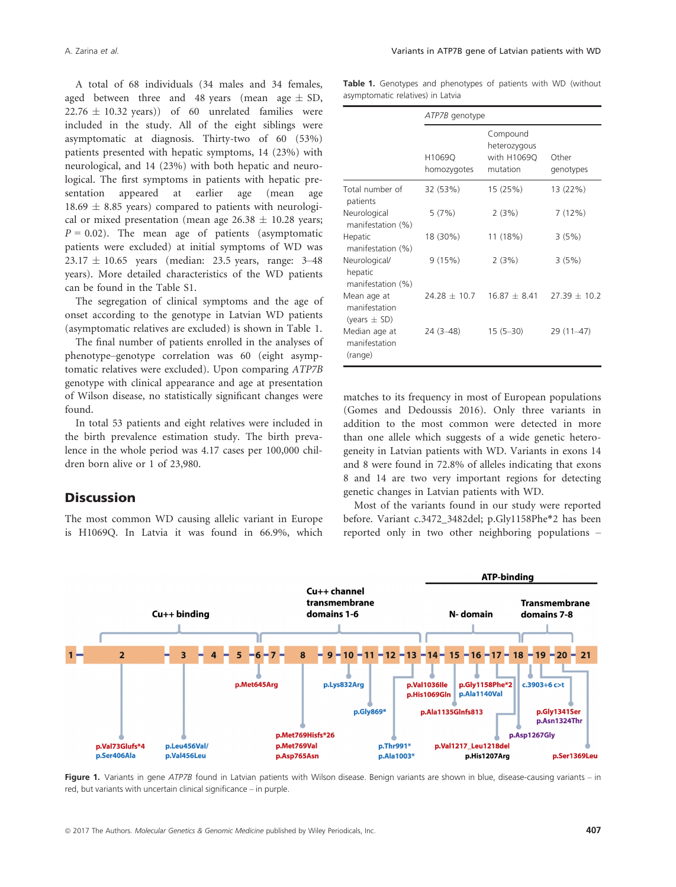A total of 68 individuals (34 males and 34 females, aged between three and 48 years (mean age ± SD, 22.76 ± 10.32 years)) of 60 unrelated families were included in the study. All of the eight siblings were asymptomatic at diagnosis. Thirty-two of 60 (53%) patients presented with hepatic symptoms, 14 (23%) with neurological, and 14 (23%) with both hepatic and neurological. The first symptoms in patients with hepatic presentation appeared at earlier age (mean age 18.69 ± 8.85 years) compared to patients with neurological or mixed presentation (mean age 26.38 ± 10.28 years; $P = 0.02$). The mean age of patients (asymptomatic patients were excluded) at initial symptoms of WD was 23.17 ± 10.65 years (median: 23.5 years, range: 3–48 years). More detailed characteristics of the WD patients can be found in the Table S1.

The segregation of clinical symptoms and the age of onset according to the genotype in Latvian WD patients (asymptomatic relatives are excluded) is shown in Table 1.

The final number of patients enrolled in the analyses of phenotype–genotype correlation was 60 (eight asymptomatic relatives were excluded). Upon comparing *ATP7B* genotype with clinical appearance and age at presentation of Wilson disease, no statistically significant changes were found.

In total 53 patients and eight relatives were included in the birth prevalence estimation study. The birth prevalence in the whole period was 4.17 cases per 100,000 children born alive or 1 of 23,980.

**Table 1.** Genotypes and phenotypes of patients with WD (without asymptomatic relatives) in Latvia

| | *ATP7B* genotype | | |
|---|---|---|---|
| | H1069Q homozygotes | Compound heterozygous with H1069Q mutation | Other genotypes |
| Total number of patients | 32 (53%) | 15 (25%) | 13 (22%) |
| Neurological manifestation (%) | 5 (7%) | 2 (3%) | 7 (12%) |
| Hepatic manifestation (%) | 18 (30%) | 11 (18%) | 3 (5%) |
| Neurological/hepatic manifestation (%) | 9 (15%) | 2 (3%) | 3 (5%) |
| Mean age at manifestation (years ± SD) | 24.28 ± 10.7 | 16.87 ± 8.41 | 27.39 ± 10.2 |
| Median age at manifestation (range) | 24 (3–48) | 15 (5–30) | 29 (11–47) |

## Discussion

The most common WD causing allelic variant in Europe is H1069Q. In Latvia it was found in 66.9%, which matches to its frequency in most of European populations (Gomes and Dedoussis 2016). Only three variants in addition to the most common were detected in more than one allele which suggests of a wide genetic heterogeneity in Latvian patients with WD. Variants in exons 14 and 8 were found in 72.8% of alleles indicating that exons 8 and 14 are two very important regions for detecting genetic changes in Latvian patients with WD.

Most of the variants found in our study were reported before. Variant c.3472_3482del; p.Gly1158Phe*2 has been reported only in two other neighboring populations –

**Figure 1.** Variants in gene *ATP7B* found in Latvian patients with Wilson disease. Benign variants are shown in blue, disease-causing variants – in red, but variants with uncertain clinical significance – in purple.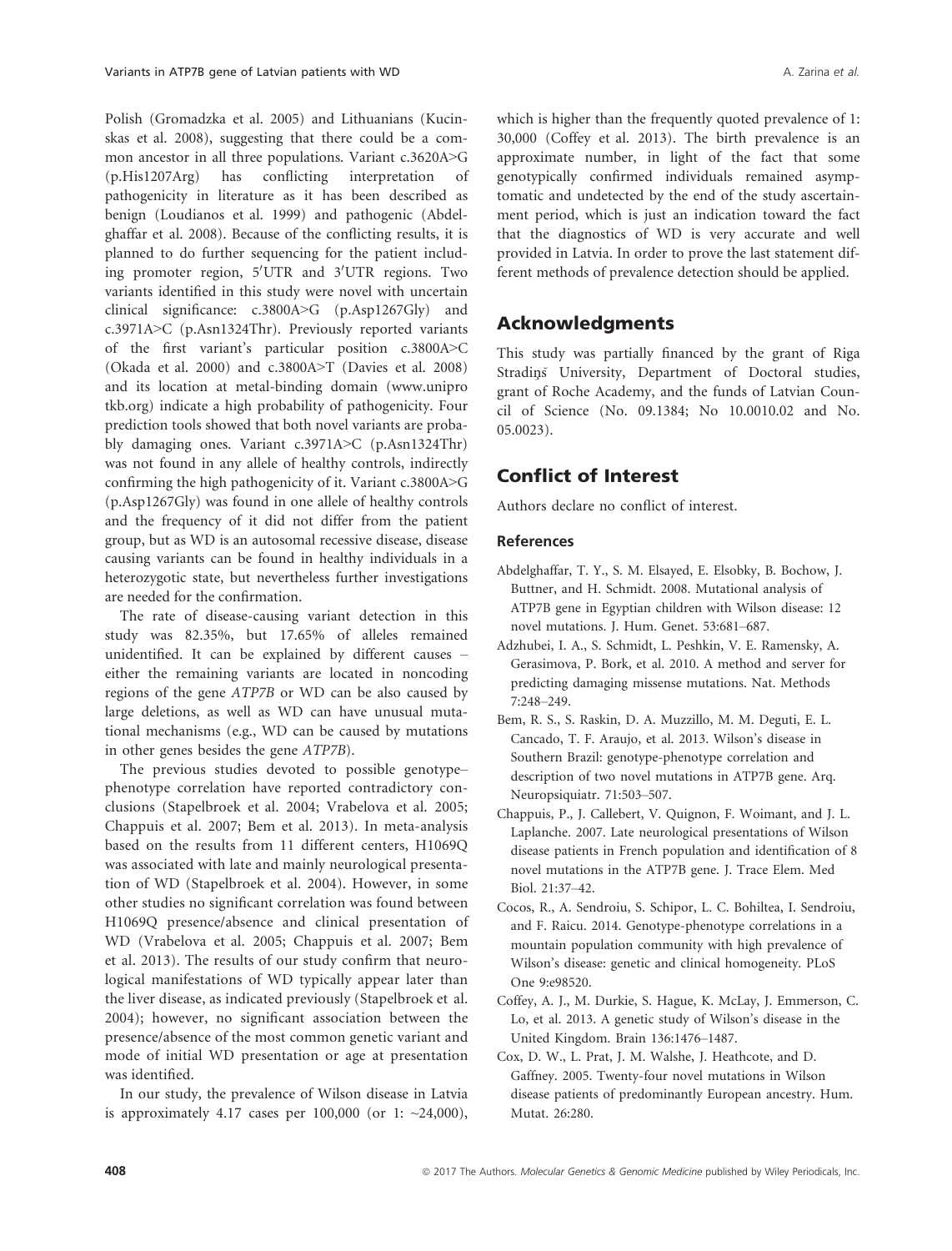Polish (Gromadzka et al. 2005) and Lithuanians (Kucinskas et al. 2008), suggesting that there could be a common ancestor in all three populations. Variant c.3620A>G (p.His1207Arg) has conflicting interpretation of pathogenicity in literature as it has been described as benign (Loudianos et al. 1999) and pathogenic (Abdelghaffar et al. 2008). Because of the conflicting results, it is planned to do further sequencing for the patient including promoter region, 5′UTR and 3′UTR regions. Two variants identified in this study were novel with uncertain clinical significance: c.3800A>G (p.Asp1267Gly) and c.3971A>C (p.Asn1324Thr). Previously reported variants of the first variant's particular position c.3800A>C (Okada et al. 2000) and c.3800A>T (Davies et al. 2008) and its location at metal-binding domain (www.uniprotkb.org) indicate a high probability of pathogenicity. Four prediction tools showed that both novel variants are probably damaging ones. Variant c.3971A>C (p.Asn1324Thr) was not found in any allele of healthy controls, indirectly confirming the high pathogenicity of it. Variant c.3800A>G (p.Asp1267Gly) was found in one allele of healthy controls and the frequency of it did not differ from the patient group, but as WD is an autosomal recessive disease, disease causing variants can be found in healthy individuals in a heterozygotic state, but nevertheless further investigations are needed for the confirmation.

The rate of disease-causing variant detection in this study was 82.35%, but 17.65% of alleles remained unidentified. It can be explained by different causes – either the remaining variants are located in noncoding regions of the gene *ATP7B* or WD can be also caused by large deletions, as well as WD can have unusual mutational mechanisms (e.g., WD can be caused by mutations in other genes besides the gene *ATP7B*).

The previous studies devoted to possible genotype–phenotype correlation have reported contradictory conclusions (Stapelbroek et al. 2004; Vrabelova et al. 2005; Chappuis et al. 2007; Bem et al. 2013). In meta-analysis based on the results from 11 different centers, H1069Q was associated with late and mainly neurological presentation of WD (Stapelbroek et al. 2004). However, in some other studies no significant correlation was found between H1069Q presence/absence and clinical presentation of WD (Vrabelova et al. 2005; Chappuis et al. 2007; Bem et al. 2013). The results of our study confirm that neurological manifestations of WD typically appear later than the liver disease, as indicated previously (Stapelbroek et al. 2004); however, no significant association between the presence/absence of the most common genetic variant and mode of initial WD presentation or age at presentation was identified.

In our study, the prevalence of Wilson disease in Latvia is approximately 4.17 cases per 100,000 (or 1: ~24,000), which is higher than the frequently quoted prevalence of 1: 30,000 (Coffey et al. 2013). The birth prevalence is an approximate number, in light of the fact that some genotypically confirmed individuals remained asymptomatic and undetected by the end of the study ascertainment period, which is just an indication toward the fact that the diagnostics of WD is very accurate and well provided in Latvia. In order to prove the last statement different methods of prevalence detection should be applied.

## Acknowledgments

This study was partially financed by the grant of Riga Stradiņš University, Department of Doctoral studies, grant of Roche Academy, and the funds of Latvian Council of Science (No. 09.1384; No 10.0010.02 and No. 05.0023).

## Conflict of Interest

Authors declare no conflict of interest.

### References

Abdelghaffar, T. Y., S. M. Elsayed, E. Elsobky, B. Bochow, J. Buttner, and H. Schmidt. 2008. Mutational analysis of ATP7B gene in Egyptian children with Wilson disease: 12 novel mutations. J. Hum. Genet. 53:681–687.

Adzhubei, I. A., S. Schmidt, L. Peshkin, V. E. Ramensky, A. Gerasimova, P. Bork, et al. 2010. A method and server for predicting damaging missense mutations. Nat. Methods 7:248–249.

Bem, R. S., S. Raskin, D. A. Muzzillo, M. M. Deguti, E. L. Cancado, T. F. Araujo, et al. 2013. Wilson's disease in Southern Brazil: genotype-phenotype correlation and description of two novel mutations in ATP7B gene. Arq. Neuropsiquiatr. 71:503–507.

Chappuis, P., J. Callebert, V. Quignon, F. Woimant, and J. L. Laplanche. 2007. Late neurological presentations of Wilson disease patients in French population and identification of 8 novel mutations in the ATP7B gene. J. Trace Elem. Med Biol. 21:37–42.

Cocos, R., A. Sendroiu, S. Schipor, L. C. Bohiltea, I. Sendroiu, and F. Raicu. 2014. Genotype-phenotype correlations in a mountain population community with high prevalence of Wilson's disease: genetic and clinical homogeneity. PLoS One 9:e98520.

Coffey, A. J., M. Durkie, S. Hague, K. McLay, J. Emmerson, C. Lo, et al. 2013. A genetic study of Wilson's disease in the United Kingdom. Brain 136:1476–1487.

Cox, D. W., L. Prat, J. M. Walshe, J. Heathcote, and D. Gaffney. 2005. Twenty-four novel mutations in Wilson disease patients of predominantly European ancestry. Hum. Mutat. 26:280.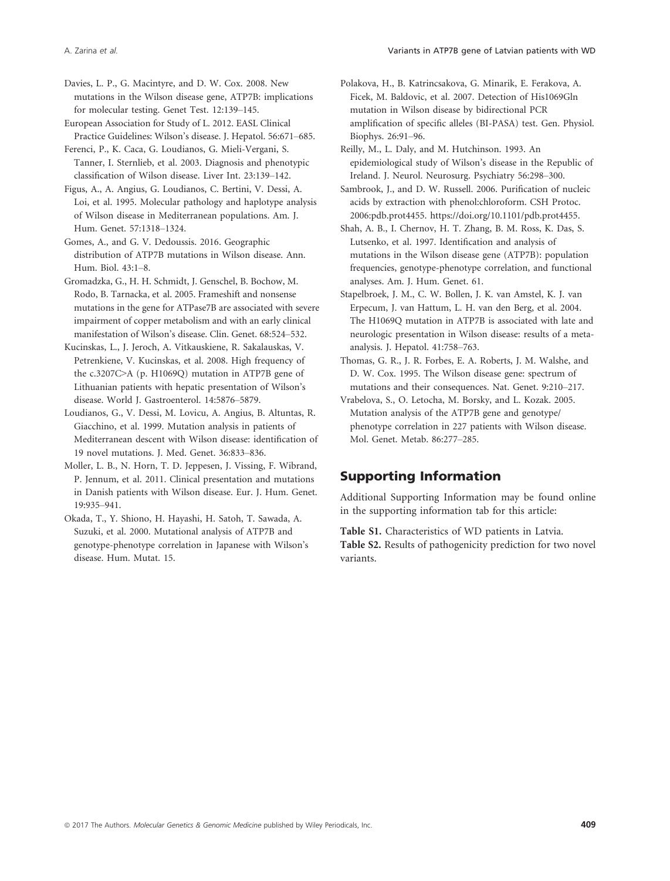Davies, L. P., G. Macintyre, and D. W. Cox. 2008. New mutations in the Wilson disease gene, ATP7B: implications for molecular testing. Genet Test. 12:139–145.

European Association for Study of L. 2012. EASL Clinical Practice Guidelines: Wilson's disease. J. Hepatol. 56:671–685.

Ferenci, P., K. Caca, G. Loudianos, G. Mieli-Vergani, S. Tanner, I. Sternlieb, et al. 2003. Diagnosis and phenotypic classification of Wilson disease. Liver Int. 23:139–142.

Figus, A., A. Angius, G. Loudianos, C. Bertini, V. Dessi, A. Loi, et al. 1995. Molecular pathology and haplotype analysis of Wilson disease in Mediterranean populations. Am. J. Hum. Genet. 57:1318–1324.

Gomes, A., and G. V. Dedoussis. 2016. Geographic distribution of ATP7B mutations in Wilson disease. Ann. Hum. Biol. 43:1–8.

Gromadzka, G., H. H. Schmidt, J. Genschel, B. Bochow, M. Rodo, B. Tarnacka, et al. 2005. Frameshift and nonsense mutations in the gene for ATPase7B are associated with severe impairment of copper metabolism and with an early clinical manifestation of Wilson's disease. Clin. Genet. 68:524–532.

Kucinskas, L., J. Jeroch, A. Vitkauskiene, R. Sakalauskas, V. Petrenkiene, V. Kucinskas, et al. 2008. High frequency of the c.3207C>A (p. H1069Q) mutation in ATP7B gene of Lithuanian patients with hepatic presentation of Wilson's disease. World J. Gastroenterol. 14:5876–5879.

Loudianos, G., V. Dessi, M. Lovicu, A. Angius, B. Altuntas, R. Giacchino, et al. 1999. Mutation analysis in patients of Mediterranean descent with Wilson disease: identification of 19 novel mutations. J. Med. Genet. 36:833–836.

Moller, L. B., N. Horn, T. D. Jeppesen, J. Vissing, F. Wibrand, P. Jennum, et al. 2011. Clinical presentation and mutations in Danish patients with Wilson disease. Eur. J. Hum. Genet. 19:935–941.

Okada, T., Y. Shiono, H. Hayashi, H. Satoh, T. Sawada, A. Suzuki, et al. 2000. Mutational analysis of ATP7B and genotype-phenotype correlation in Japanese with Wilson's disease. Hum. Mutat. 15.

Polakova, H., B. Katrincsakova, G. Minarik, E. Ferakova, A. Ficek, M. Baldovic, et al. 2007. Detection of His1069Gln mutation in Wilson disease by bidirectional PCR amplification of specific alleles (BI-PASA) test. Gen. Physiol. Biophys. 26:91–96.

Reilly, M., L. Daly, and M. Hutchinson. 1993. An epidemiological study of Wilson's disease in the Republic of Ireland. J. Neurol. Neurosurg. Psychiatry 56:298–300.

Sambrook, J., and D. W. Russell. 2006. Purification of nucleic acids by extraction with phenol:chloroform. CSH Protoc. 2006:pdb.prot4455. https://doi.org/10.1101/pdb.prot4455.

Shah, A. B., I. Chernov, H. T. Zhang, B. M. Ross, K. Das, S. Lutsenko, et al. 1997. Identification and analysis of mutations in the Wilson disease gene (ATP7B): population frequencies, genotype-phenotype correlation, and functional analyses. Am. J. Hum. Genet. 61.

Stapelbroek, J. M., C. W. Bollen, J. K. van Amstel, K. J. van Erpecum, J. van Hattum, L. H. van den Berg, et al. 2004. The H1069Q mutation in ATP7B is associated with late and neurologic presentation in Wilson disease: results of a meta-analysis. J. Hepatol. 41:758–763.

Thomas, G. R., J. R. Forbes, E. A. Roberts, J. M. Walshe, and D. W. Cox. 1995. The Wilson disease gene: spectrum of mutations and their consequences. Nat. Genet. 9:210–217.

Vrabelova, S., O. Letocha, M. Borsky, and L. Kozak. 2005. Mutation analysis of the ATP7B gene and genotype/phenotype correlation in 227 patients with Wilson disease. Mol. Genet. Metab. 86:277–285.

## Supporting Information

Additional Supporting Information may be found online in the supporting information tab for this article:

**Table S1.** Characteristics of WD patients in Latvia.

**Table S2.** Results of pathogenicity prediction for two novel variants.